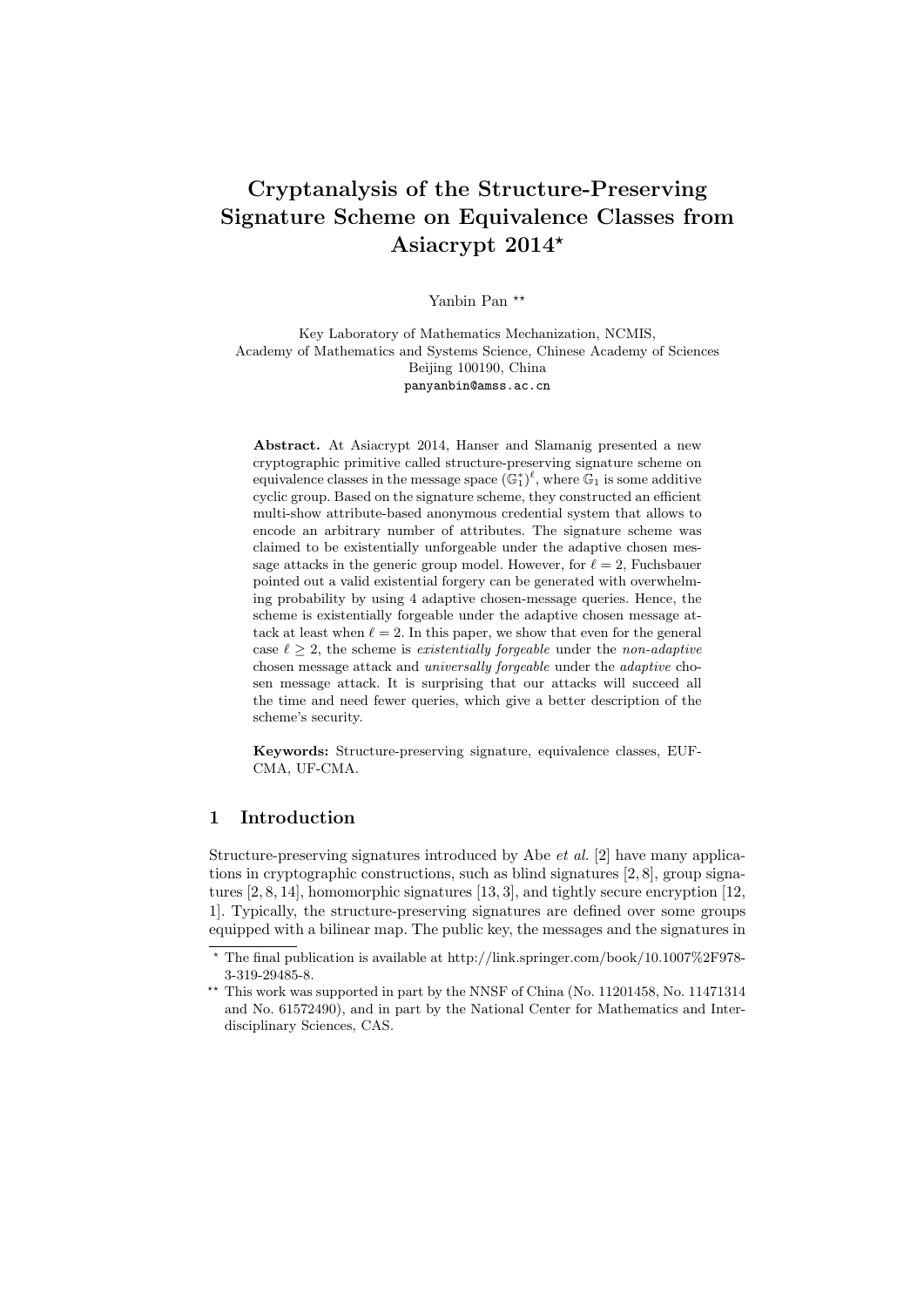# Cryptanalysis of the Structure-Preserving Signature Scheme on Equivalence Classes from Asiacrypt 2014*

Yanbin Pan **

Key Laboratory of Mathematics Mechanization, NCMIS,
Academy of Mathematics and Systems Science, Chinese Academy of Sciences
Beijing 100190, China
panyanbin@amss.ac.cn

**Abstract.** At Asiacrypt 2014, Hanser and Slamanig presented a new cryptographic primitive called structure-preserving signature scheme on equivalence classes in the message space $(\mathbb{G}_1^*)^\ell$, where $\mathbb{G}_1$ is some additive cyclic group. Based on the signature scheme, they constructed an efficient multi-show attribute-based anonymous credential system that allows to encode an arbitrary number of attributes. The signature scheme was claimed to be existentially unforgeable under the adaptive chosen message attacks in the generic group model. However, for $\ell = 2$, Fuchsbauer pointed out a valid existential forgery can be generated with overwhelming probability by using 4 adaptive chosen-message queries. Hence, the scheme is existentially forgeable under the adaptive chosen message attack at least when $\ell = 2$. In this paper, we show that even for the general case $\ell \geq 2$, the scheme is *existentially forgeable* under the *non-adaptive* chosen message attack and *universally forgeable* under the *adaptive* chosen message attack. It is surprising that our attacks will succeed all the time and need fewer queries, which give a better description of the scheme's security.

**Keywords:** Structure-preserving signature, equivalence classes, EUF-CMA, UF-CMA.

## 1 Introduction

Structure-preserving signatures introduced by Abe *et al.* [2] have many applications in cryptographic constructions, such as blind signatures [2, 8], group signatures [2, 8, 14], homomorphic signatures [13, 3], and tightly secure encryption [12, 1]. Typically, the structure-preserving signatures are defined over some groups equipped with a bilinear map. The public key, the messages and the signatures in

---

* The final publication is available at http://link.springer.com/book/10.1007%2F978-3-319-29485-8.

** This work was supported in part by the NNSF of China (No. 11201458, No. 11471314 and No. 61572490), and in part by the National Center for Mathematics and Interdisciplinary Sciences, CAS.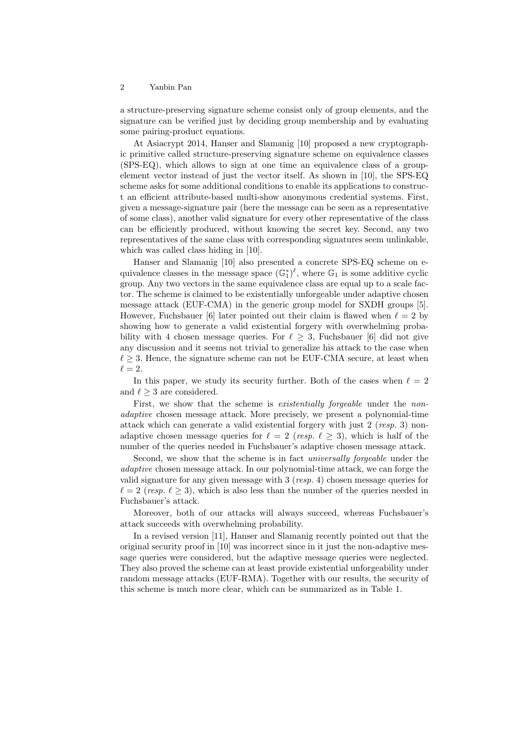a structure-preserving signature scheme consist only of group elements, and the signature can be verified just by deciding group membership and by evaluating some pairing-product equations.

At Asiacrypt 2014, Hanser and Slamanig [10] proposed a new cryptographic primitive called structure-preserving signature scheme on equivalence classes (SPS-EQ), which allows to sign at one time an equivalence class of a group-element vector instead of just the vector itself. As shown in [10], the SPS-EQ scheme asks for some additional conditions to enable its applications to construct an efficient attribute-based multi-show anonymous credential systems. First, given a message-signature pair (here the message can be seen as a representative of some class), another valid signature for every other representative of the class can be efficiently produced, without knowing the secret key. Second, any two representatives of the same class with corresponding signatures seem unlinkable, which was called class hiding in [10].

Hanser and Slamanig [10] also presented a concrete SPS-EQ scheme on equivalence classes in the message space $(\mathbb{G}_1^*)^\ell$, where $\mathbb{G}_1$ is some additive cyclic group. Any two vectors in the same equivalence class are equal up to a scale factor. The scheme is claimed to be existentially unforgeable under adaptive chosen message attack (EUF-CMA) in the generic group model for SXDH groups [5]. However, Fuchsbauer [6] later pointed out their claim is flawed when $\ell = 2$ by showing how to generate a valid existential forgery with overwhelming probability with 4 chosen message queries. For $\ell \geq 3$, Fuchsbauer [6] did not give any discussion and it seems not trivial to generalize his attack to the case when $\ell \geq 3$. Hence, the signature scheme can not be EUF-CMA secure, at least when $\ell = 2$.

In this paper, we study its security further. Both of the cases when $\ell = 2$ and $\ell \geq 3$ are considered.

First, we show that the scheme is *existentially forgeable* under the *non-adaptive* chosen message attack. More precisely, we present a polynomial-time attack which can generate a valid existential forgery with just 2 (*resp.* 3) non-adaptive chosen message queries for $\ell = 2$ (*resp.* $\ell \geq 3$), which is half of the number of the queries needed in Fuchsbauer's adaptive chosen message attack.

Second, we show that the scheme is in fact *universally forgeable* under the *adaptive* chosen message attack. In our polynomial-time attack, we can forge the valid signature for any given message with 3 (*resp.* 4) chosen message queries for $\ell = 2$ (*resp.* $\ell \geq 3$), which is also less than the number of the queries needed in Fuchsbauer's attack.

Moreover, both of our attacks will always succeed, whereas Fuchsbauer's attack succeeds with overwhelming probability.

In a revised version [11], Hanser and Slamanig recently pointed out that the original security proof in [10] was incorrect since in it just the non-adaptive message queries were considered, but the adaptive message queries were neglected. They also proved the scheme can at least provide existential unforgeability under random message attacks (EUF-RMA). Together with our results, the security of this scheme is much more clear, which can be summarized as in Table 1.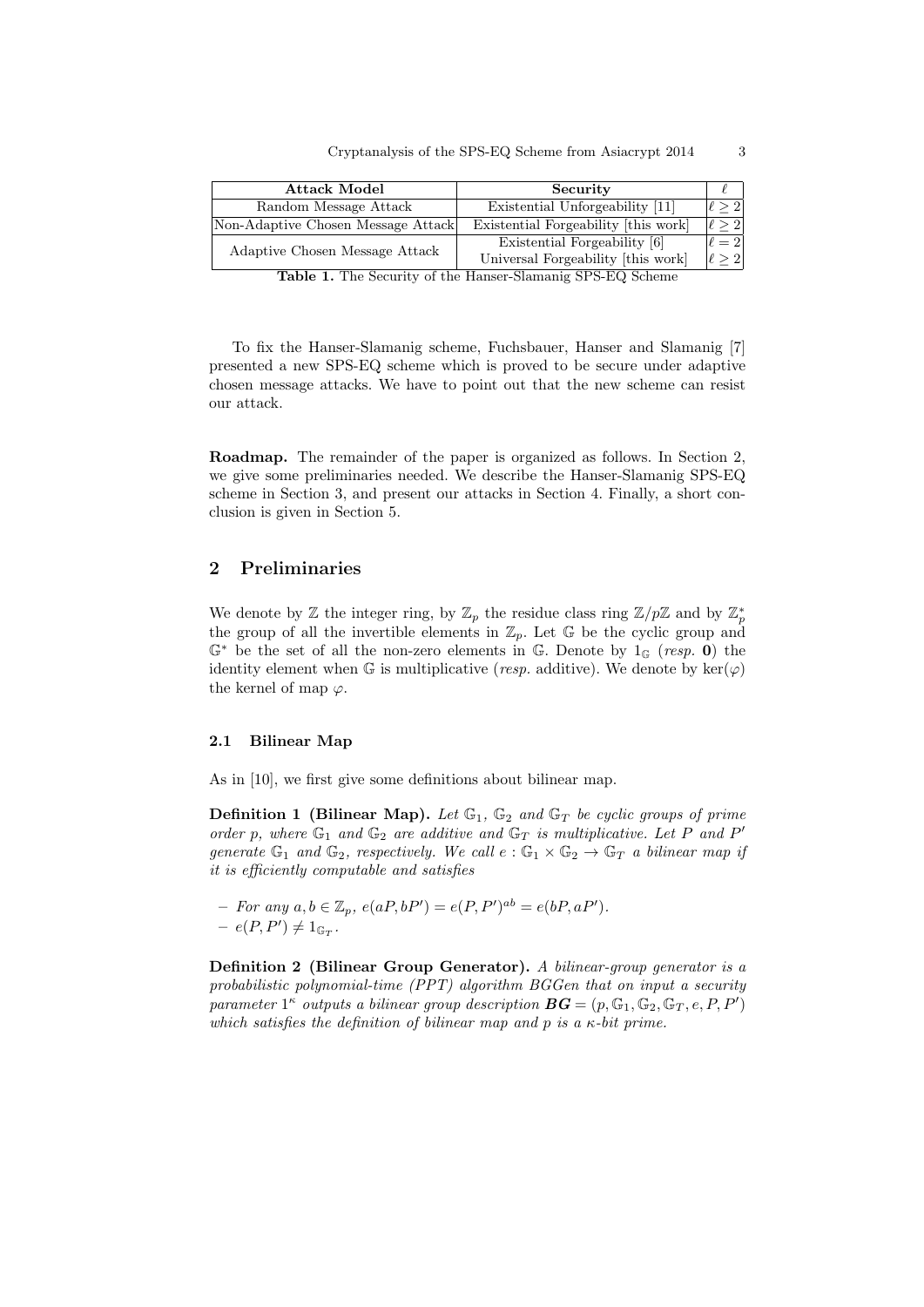| Attack Model | Security | $\ell$ |
|---|---|---|
| Random Message Attack | Existential Unforgeability [11] | $\ell \geq 2$ |
| Non-Adaptive Chosen Message Attack | Existential Forgeability [this work] | $\ell \geq 2$ |
| Adaptive Chosen Message Attack | Existential Forgeability [6] | $\ell = 2$ |
| | Universal Forgeability [this work] | $\ell \geq 2$ |

**Table 1.** The Security of the Hanser-Slamanig SPS-EQ Scheme

To fix the Hanser-Slamanig scheme, Fuchsbauer, Hanser and Slamanig [7] presented a new SPS-EQ scheme which is proved to be secure under adaptive chosen message attacks. We have to point out that the new scheme can resist our attack.

**Roadmap.** The remainder of the paper is organized as follows. In Section 2, we give some preliminaries needed. We describe the Hanser-Slamanig SPS-EQ scheme in Section 3, and present our attacks in Section 4. Finally, a short conclusion is given in Section 5.

## 2 Preliminaries

We denote by $\mathbb{Z}$ the integer ring, by $\mathbb{Z}_p$ the residue class ring $\mathbb{Z}/p\mathbb{Z}$ and by $\mathbb{Z}_p^*$ the group of all the invertible elements in $\mathbb{Z}_p$. Let $\mathbb{G}$ be the cyclic group and $\mathbb{G}^*$ be the set of all the non-zero elements in $\mathbb{G}$. Denote by $1_{\mathbb{G}}$ (*resp.* $\mathbf{0}$) the identity element when $\mathbb{G}$ is multiplicative (*resp.* additive). We denote by $\ker(\varphi)$ the kernel of map $\varphi$.

### 2.1 Bilinear Map

As in [10], we first give some definitions about bilinear map.

**Definition 1 (Bilinear Map).** *Let $\mathbb{G}_1$, $\mathbb{G}_2$ and $\mathbb{G}_T$ be cyclic groups of prime order $p$, where $\mathbb{G}_1$ and $\mathbb{G}_2$ are additive and $\mathbb{G}_T$ is multiplicative. Let $P$ and $P'$ generate $\mathbb{G}_1$ and $\mathbb{G}_2$, respectively. We call $e : \mathbb{G}_1 \times \mathbb{G}_2 \to \mathbb{G}_T$ a bilinear map if it is efficiently computable and satisfies*

- *For any $a, b \in \mathbb{Z}_p$, $e(aP, bP') = e(P, P')^{ab} = e(bP, aP')$.*
- *$e(P, P') \neq 1_{\mathbb{G}_T}$.*

**Definition 2 (Bilinear Group Generator).** *A bilinear-group generator is a probabilistic polynomial-time (PPT) algorithm BGGen that on input a security parameter $1^\kappa$ outputs a bilinear group description $\boldsymbol{BG} = (p, \mathbb{G}_1, \mathbb{G}_2, \mathbb{G}_T, e, P, P')$ which satisfies the definition of bilinear map and $p$ is a $\kappa$-bit prime.*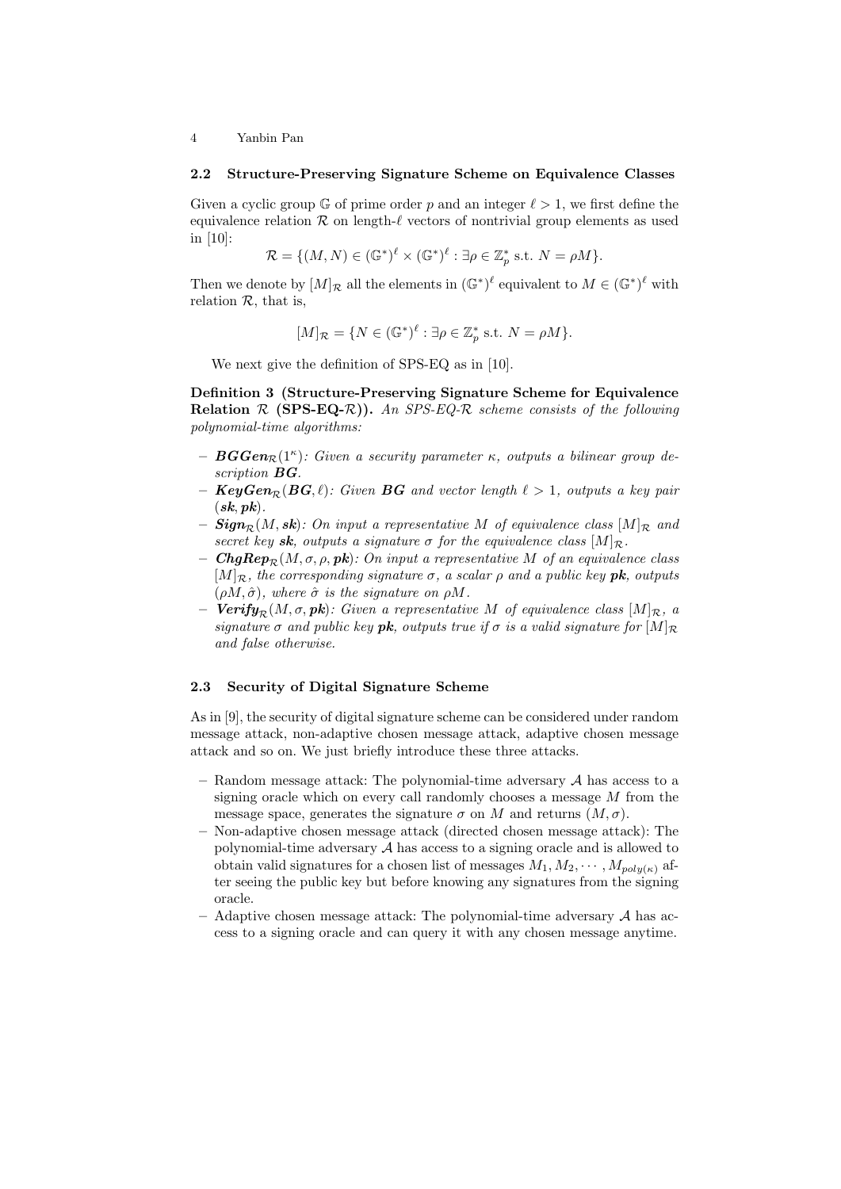### 2.2 Structure-Preserving Signature Scheme on Equivalence Classes

Given a cyclic group $\mathbb{G}$ of prime order $p$ and an integer $\ell > 1$, we first define the equivalence relation $\mathcal{R}$ on length-$\ell$ vectors of nontrivial group elements as used in [10]:

$$\mathcal{R} = \{(M, N) \in (\mathbb{G}^*)^\ell \times (\mathbb{G}^*)^\ell : \exists \rho \in \mathbb{Z}_p^* \text{ s.t. } N = \rho M\}.$$

Then we denote by $[M]_\mathcal{R}$ all the elements in $(\mathbb{G}^*)^\ell$ equivalent to $M \in (\mathbb{G}^*)^\ell$ with relation $\mathcal{R}$, that is,

$$[M]_\mathcal{R} = \{N \in (\mathbb{G}^*)^\ell : \exists \rho \in \mathbb{Z}_p^* \text{ s.t. } N = \rho M\}.$$

We next give the definition of SPS-EQ as in [10].

**Definition 3 (Structure-Preserving Signature Scheme for Equivalence Relation $\mathcal{R}$ (SPS-EQ-$\mathcal{R}$)).** *An SPS-EQ-$\mathcal{R}$ scheme consists of the following polynomial-time algorithms:*

- $\boldsymbol{BGGen}_\mathcal{R}(1^\kappa)$*: Given a security parameter $\kappa$, outputs a bilinear group description $\boldsymbol{BG}$.*
- $\boldsymbol{KeyGen}_\mathcal{R}(\boldsymbol{BG}, \ell)$*: Given $\boldsymbol{BG}$ and vector length $\ell > 1$, outputs a key pair $(\boldsymbol{sk}, \boldsymbol{pk})$.*
- $\boldsymbol{Sign}_\mathcal{R}(M, \boldsymbol{sk})$*: On input a representative $M$ of equivalence class $[M]_\mathcal{R}$ and secret key $\boldsymbol{sk}$, outputs a signature $\sigma$ for the equivalence class $[M]_\mathcal{R}$.*
- $\boldsymbol{ChgRep}_\mathcal{R}(M, \sigma, \rho, \boldsymbol{pk})$*: On input a representative $M$ of an equivalence class $[M]_\mathcal{R}$, the corresponding signature $\sigma$, a scalar $\rho$ and a public key $\boldsymbol{pk}$, outputs $(\rho M, \hat{\sigma})$, where $\hat{\sigma}$ is the signature on $\rho M$.*
- $\boldsymbol{Verify}_\mathcal{R}(M, \sigma, \boldsymbol{pk})$*: Given a representative $M$ of equivalence class $[M]_\mathcal{R}$, a signature $\sigma$ and public key $\boldsymbol{pk}$, outputs true if $\sigma$ is a valid signature for $[M]_\mathcal{R}$ and false otherwise.*

### 2.3 Security of Digital Signature Scheme

As in [9], the security of digital signature scheme can be considered under random message attack, non-adaptive chosen message attack, adaptive chosen message attack and so on. We just briefly introduce these three attacks.

- Random message attack: The polynomial-time adversary $\mathcal{A}$ has access to a signing oracle which on every call randomly chooses a message $M$ from the message space, generates the signature $\sigma$ on $M$ and returns $(M, \sigma)$.
- Non-adaptive chosen message attack (directed chosen message attack): The polynomial-time adversary $\mathcal{A}$ has access to a signing oracle and is allowed to obtain valid signatures for a chosen list of messages $M_1, M_2, \cdots, M_{poly(\kappa)}$ after seeing the public key but before knowing any signatures from the signing oracle.
- Adaptive chosen message attack: The polynomial-time adversary $\mathcal{A}$ has access to a signing oracle and can query it with any chosen message anytime.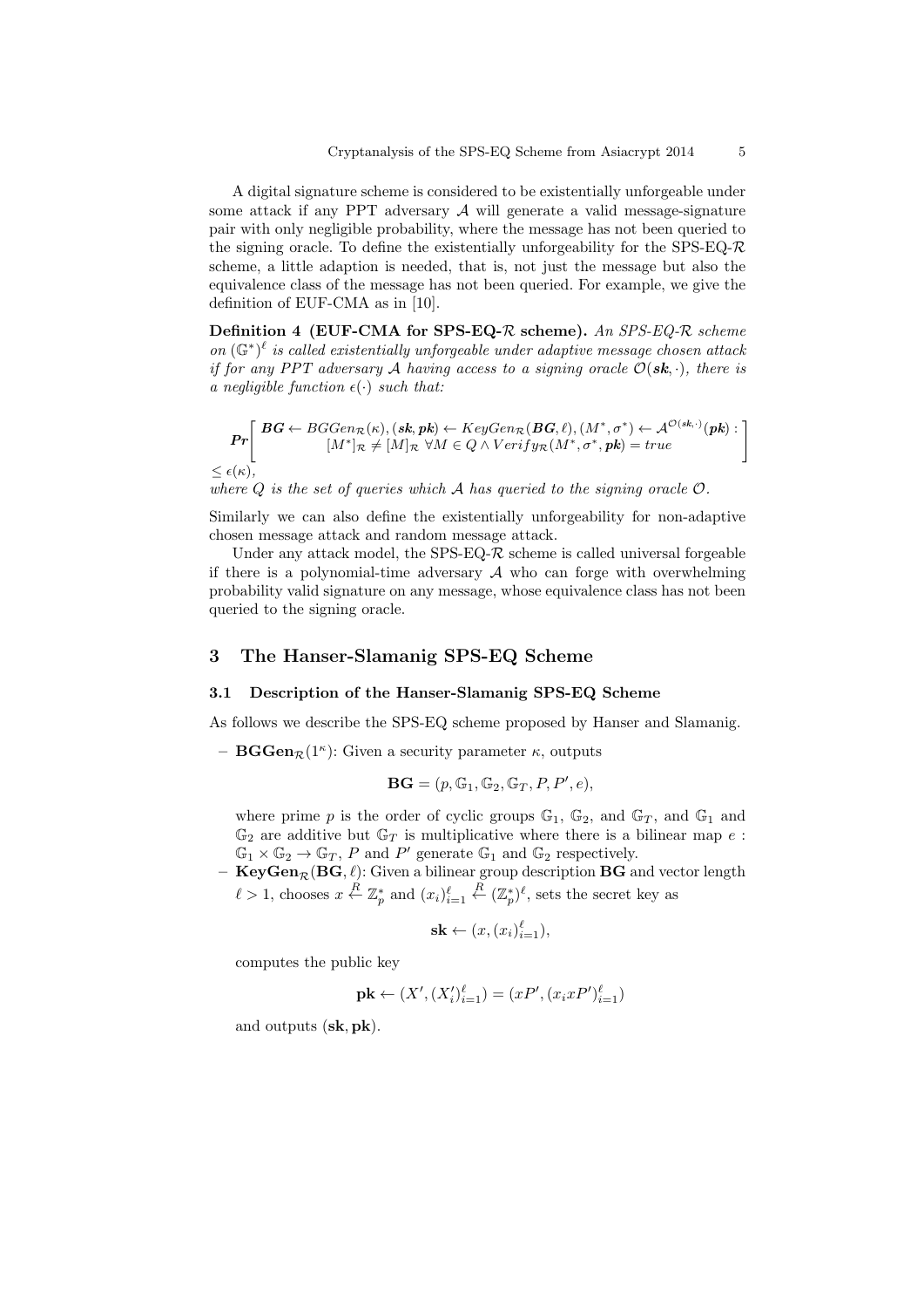A digital signature scheme is considered to be existentially unforgeable under some attack if any PPT adversary $\mathcal{A}$ will generate a valid message-signature pair with only negligible probability, where the message has not been queried to the signing oracle. To define the existentially unforgeability for the SPS-EQ-$\mathcal{R}$ scheme, a little adaption is needed, that is, not just the message but also the equivalence class of the message has not been queried. For example, we give the definition of EUF-CMA as in [10].

**Definition 4 (EUF-CMA for SPS-EQ-$\mathcal{R}$ scheme).** *An SPS-EQ-$\mathcal{R}$ scheme on $(\mathbb{G}^*)^\ell$ is called existentially unforgeable under adaptive message chosen attack if for any PPT adversary $\mathcal{A}$ having access to a signing oracle $\mathcal{O}(\boldsymbol{sk}, \cdot)$, there is a negligible function $\epsilon(\cdot)$ such that:*

$$\boldsymbol{Pr}\left[\begin{array}{c}\boldsymbol{BG} \leftarrow BGGen_{\mathcal{R}}(\kappa), (\boldsymbol{sk}, \boldsymbol{pk}) \leftarrow KeyGen_{\mathcal{R}}(\boldsymbol{BG}, \ell), (M^*, \sigma^*) \leftarrow \mathcal{A}^{\mathcal{O}(\boldsymbol{sk}, \cdot)}(\boldsymbol{pk}): \\ [M^*]_{\mathcal{R}} \neq [M]_{\mathcal{R}} \ \forall M \in Q \wedge Verify_{\mathcal{R}}(M^*, \sigma^*, \boldsymbol{pk}) = true\end{array}\right]$$

$\leq \epsilon(\kappa)$,

*where $Q$ is the set of queries which $\mathcal{A}$ has queried to the signing oracle $\mathcal{O}$.*

Similarly we can also define the existentially unforgeability for non-adaptive chosen message attack and random message attack.

Under any attack model, the SPS-EQ-$\mathcal{R}$ scheme is called universal forgeable if there is a polynomial-time adversary $\mathcal{A}$ who can forge with overwhelming probability valid signature on any message, whose equivalence class has not been queried to the signing oracle.

## 3 The Hanser-Slamanig SPS-EQ Scheme

### 3.1 Description of the Hanser-Slamanig SPS-EQ Scheme

As follows we describe the SPS-EQ scheme proposed by Hanser and Slamanig.

- $\mathbf{BGGen}_{\mathcal{R}}(1^\kappa)$: Given a security parameter $\kappa$, outputs

$$\mathbf{BG} = (p, \mathbb{G}_1, \mathbb{G}_2, \mathbb{G}_T, P, P', e),$$

  where prime $p$ is the order of cyclic groups $\mathbb{G}_1$, $\mathbb{G}_2$, and $\mathbb{G}_T$, and $\mathbb{G}_1$ and $\mathbb{G}_2$ are additive but $\mathbb{G}_T$ is multiplicative where there is a bilinear map $e: \mathbb{G}_1 \times \mathbb{G}_2 \to \mathbb{G}_T$, $P$ and $P'$ generate $\mathbb{G}_1$ and $\mathbb{G}_2$ respectively.
- $\mathbf{KeyGen}_{\mathcal{R}}(\mathbf{BG}, \ell)$: Given a bilinear group description $\mathbf{BG}$ and vector length $\ell > 1$, chooses $x \xleftarrow{R} \mathbb{Z}_p^*$ and $(x_i)_{i=1}^\ell \xleftarrow{R} (\mathbb{Z}_p^*)^\ell$, sets the secret key as

$$\mathbf{sk} \leftarrow (x, (x_i)_{i=1}^\ell),$$

  computes the public key

$$\mathbf{pk} \leftarrow (X', (X_i')_{i=1}^\ell) = (xP', (x_i x P')_{i=1}^\ell)$$

  and outputs $(\mathbf{sk}, \mathbf{pk})$.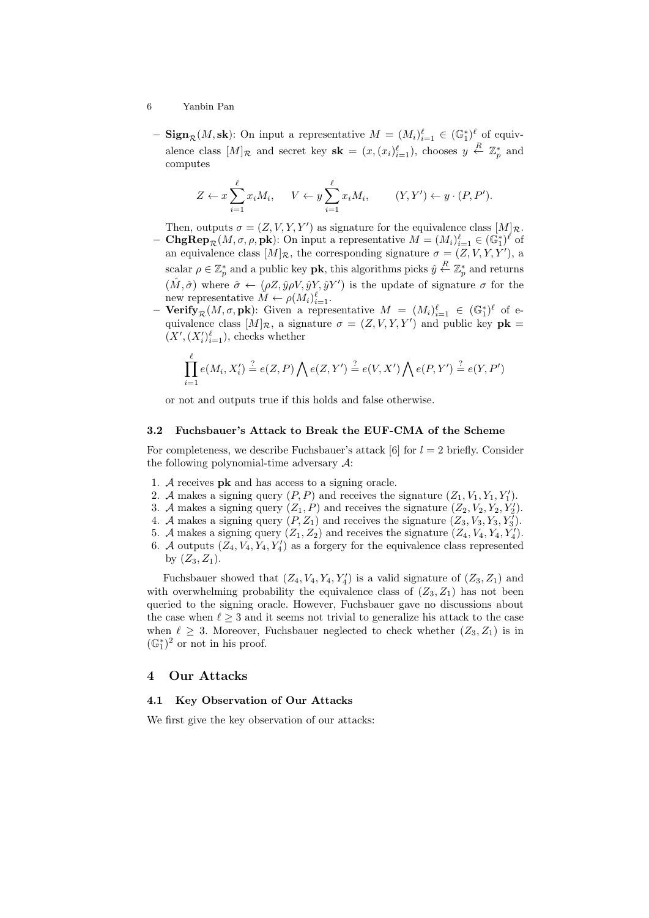- $\mathbf{Sign}_{\mathcal{R}}(M, \mathbf{sk})$: On input a representative $M = (M_i)_{i=1}^{\ell} \in (\mathbb{G}_1^*)^{\ell}$ of equivalence class $[M]_{\mathcal{R}}$ and secret key $\mathbf{sk} = (x, (x_i)_{i=1}^{\ell})$, chooses $y \xleftarrow{R} \mathbb{Z}_p^*$ and computes

$$Z \leftarrow x \sum_{i=1}^{\ell} x_i M_i, \quad V \leftarrow y \sum_{i=1}^{\ell} x_i M_i, \qquad (Y, Y') \leftarrow y \cdot (P, P').$$

  Then, outputs $\sigma = (Z, V, Y, Y')$ as signature for the equivalence class $[M]_{\mathcal{R}}$.
- $\mathbf{ChgRep}_{\mathcal{R}}(M, \sigma, \rho, \mathbf{pk})$: On input a representative $M = (M_i)_{i=1}^{\ell} \in (\mathbb{G}_1^*)^{\ell}$ of an equivalence class $[M]_{\mathcal{R}}$, the corresponding signature $\sigma = (Z, V, Y, Y')$, a scalar $\rho \in \mathbb{Z}_p^*$ and a public key $\mathbf{pk}$, this algorithms picks $\hat{y} \xleftarrow{R} \mathbb{Z}_p^*$ and returns $(\hat{M}, \hat{\sigma})$ where $\hat{\sigma} \leftarrow (\rho Z, \hat{y}\rho V, \hat{y}Y, \hat{y}Y')$ is the update of signature $\sigma$ for the new representative $\hat{M} \leftarrow \rho(M_i)_{i=1}^{\ell}$.
- $\mathbf{Verify}_{\mathcal{R}}(M, \sigma, \mathbf{pk})$: Given a representative $M = (M_i)_{i=1}^{\ell} \in (\mathbb{G}_1^*)^{\ell}$ of equivalence class $[M]_{\mathcal{R}}$, a signature $\sigma = (Z, V, Y, Y')$ and public key $\mathbf{pk} = (X', (X_i')_{i=1}^{\ell})$, checks whether

$$\prod_{i=1}^{\ell} e(M_i, X_i') \stackrel{?}{=} e(Z, P) \bigwedge e(Z, Y') \stackrel{?}{=} e(V, X') \bigwedge e(P, Y') \stackrel{?}{=} e(Y, P')$$

  or not and outputs true if this holds and false otherwise.

### 3.2 Fuchsbauer's Attack to Break the EUF-CMA of the Scheme

For completeness, we describe Fuchsbauer's attack [6] for $l = 2$ briefly. Consider the following polynomial-time adversary $\mathcal{A}$:

1. $\mathcal{A}$ receives $\mathbf{pk}$ and has access to a signing oracle.
2. $\mathcal{A}$ makes a signing query $(P, P)$ and receives the signature $(Z_1, V_1, Y_1, Y_1')$.
3. $\mathcal{A}$ makes a signing query $(Z_1, P)$ and receives the signature $(Z_2, V_2, Y_2, Y_2')$.
4. $\mathcal{A}$ makes a signing query $(P, Z_1)$ and receives the signature $(Z_3, V_3, Y_3, Y_3')$.
5. $\mathcal{A}$ makes a signing query $(Z_1, Z_2)$ and receives the signature $(Z_4, V_4, Y_4, Y_4')$.
6. $\mathcal{A}$ outputs $(Z_4, V_4, Y_4, Y_4')$ as a forgery for the equivalence class represented by $(Z_3, Z_1)$.

Fuchsbauer showed that $(Z_4, V_4, Y_4, Y_4')$ is a valid signature of $(Z_3, Z_1)$ and with overwhelming probability the equivalence class of $(Z_3, Z_1)$ has not been queried to the signing oracle. However, Fuchsbauer gave no discussions about the case when $\ell \geq 3$ and it seems not trivial to generalize his attack to the case when $\ell \geq 3$. Moreover, Fuchsbauer neglected to check whether $(Z_3, Z_1)$ is in $(\mathbb{G}_1^*)^2$ or not in his proof.

## 4 Our Attacks

### 4.1 Key Observation of Our Attacks

We first give the key observation of our attacks: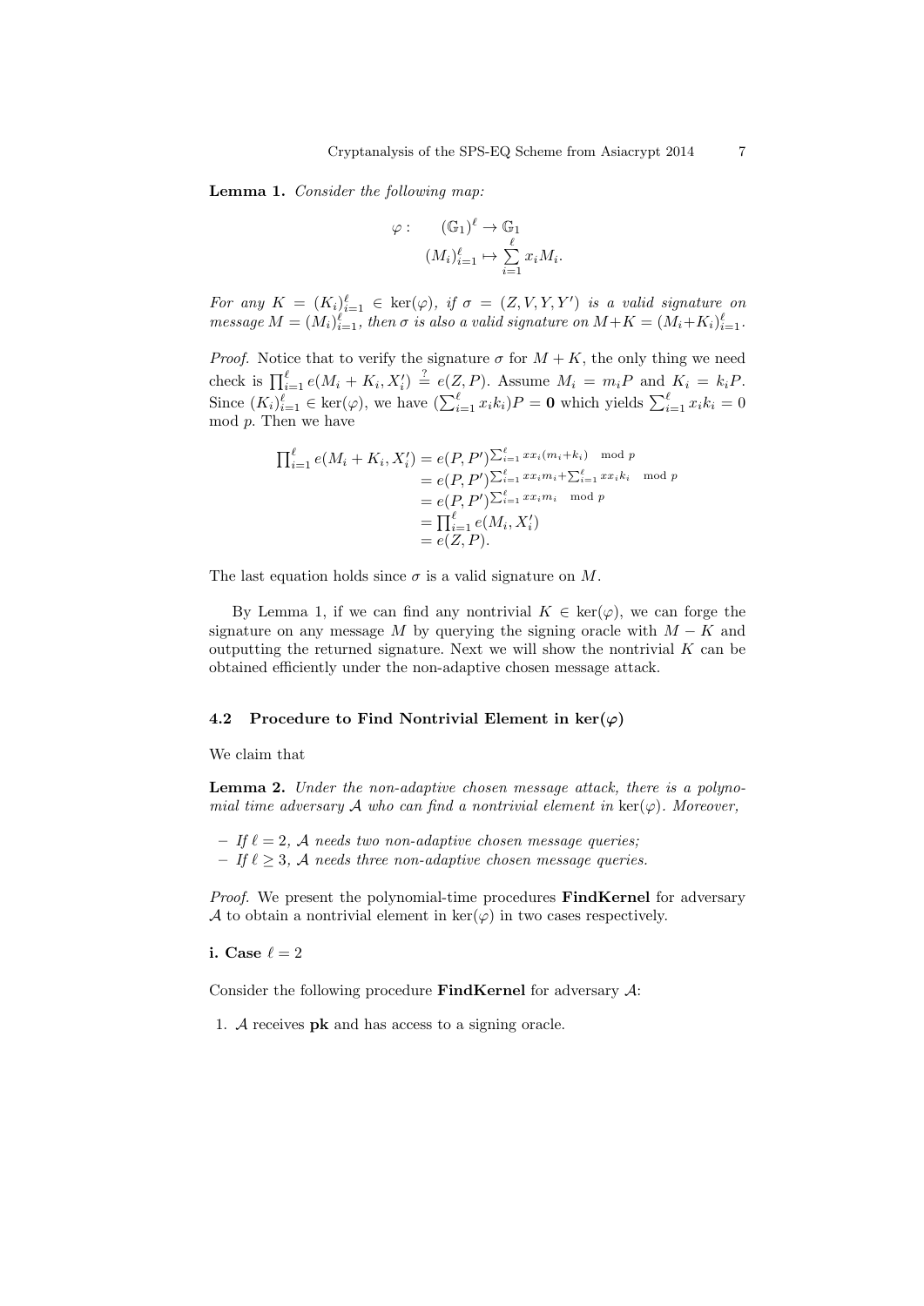**Lemma 1.** *Consider the following map:*

$$\varphi: \quad (\mathbb{G}_1)^\ell \to \mathbb{G}_1$$
$$(M_i)_{i=1}^\ell \mapsto \sum_{i=1}^{\ell} x_i M_i.$$

*For any $K = (K_i)_{i=1}^\ell \in \ker(\varphi)$, if $\sigma = (Z, V, Y, Y')$ is a valid signature on message $M = (M_i)_{i=1}^\ell$, then $\sigma$ is also a valid signature on $M + K = (M_i + K_i)_{i=1}^\ell$.*

*Proof.* Notice that to verify the signature $\sigma$ for $M + K$, the only thing we need check is $\prod_{i=1}^{\ell} e(M_i + K_i, X_i') \stackrel{?}{=} e(Z, P)$. Assume $M_i = m_i P$ and $K_i = k_i P$. Since $(K_i)_{i=1}^\ell \in \ker(\varphi)$, we have $(\sum_{i=1}^{\ell} x_i k_i)P = \mathbf{0}$ which yields $\sum_{i=1}^{\ell} x_i k_i = 0 \mod p$. Then we have

$$\begin{aligned}
\prod_{i=1}^{\ell} e(M_i + K_i, X_i') &= e(P, P')^{\sum_{i=1}^{\ell} x x_i (m_i + k_i) \mod p} \\
&= e(P, P')^{\sum_{i=1}^{\ell} x x_i m_i + \sum_{i=1}^{\ell} x x_i k_i \mod p} \\
&= e(P, P')^{\sum_{i=1}^{\ell} x x_i m_i \mod p} \\
&= \prod_{i=1}^{\ell} e(M_i, X_i') \\
&= e(Z, P).
\end{aligned}$$

The last equation holds since $\sigma$ is a valid signature on $M$.

By Lemma 1, if we can find any nontrivial $K \in \ker(\varphi)$, we can forge the signature on any message $M$ by querying the signing oracle with $M - K$ and outputting the returned signature. Next we will show the nontrivial $K$ can be obtained efficiently under the non-adaptive chosen message attack.

### 4.2 Procedure to Find Nontrivial Element in $\ker(\varphi)$

We claim that

**Lemma 2.** *Under the non-adaptive chosen message attack, there is a polynomial time adversary $\mathcal{A}$ who can find a nontrivial element in $\ker(\varphi)$. Moreover,*

- *If $\ell = 2$, $\mathcal{A}$ needs two non-adaptive chosen message queries;*
- *If $\ell \geq 3$, $\mathcal{A}$ needs three non-adaptive chosen message queries.*

*Proof.* We present the polynomial-time procedures **FindKernel** for adversary $\mathcal{A}$ to obtain a nontrivial element in $\ker(\varphi)$ in two cases respectively.

**i. Case $\ell = 2$**

Consider the following procedure **FindKernel** for adversary $\mathcal{A}$:

1. $\mathcal{A}$ receives **pk** and has access to a signing oracle.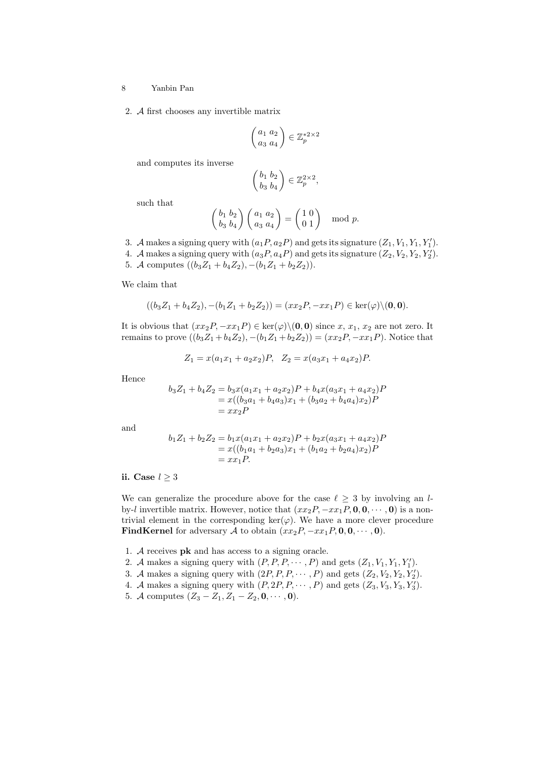2. $\mathcal{A}$ first chooses any invertible matrix

$$\begin{pmatrix} a_1 & a_2 \\ a_3 & a_4 \end{pmatrix} \in \mathbb{Z}_p^{*2\times 2}$$

and computes its inverse

$$\begin{pmatrix} b_1 & b_2 \\ b_3 & b_4 \end{pmatrix} \in \mathbb{Z}_p^{2\times 2},$$

such that

$$\begin{pmatrix} b_1 & b_2 \\ b_3 & b_4 \end{pmatrix} \begin{pmatrix} a_1 & a_2 \\ a_3 & a_4 \end{pmatrix} = \begin{pmatrix} 1 & 0 \\ 0 & 1 \end{pmatrix} \mod p.$$

3. $\mathcal{A}$ makes a signing query with $(a_1P, a_2P)$ and gets its signature $(Z_1, V_1, Y_1, Y_1')$.
4. $\mathcal{A}$ makes a signing query with $(a_3P, a_4P)$ and gets its signature $(Z_2, V_2, Y_2, Y_2')$.
5. $\mathcal{A}$ computes $((b_3Z_1 + b_4Z_2), -(b_1Z_1 + b_2Z_2))$.

We claim that

$$((b_3Z_1 + b_4Z_2), -(b_1Z_1 + b_2Z_2)) = (xx_2P, -xx_1P) \in \ker(\varphi)\backslash(\mathbf{0}, \mathbf{0}).$$

It is obvious that $(xx_2P, -xx_1P) \in \ker(\varphi)\backslash(\mathbf{0}, \mathbf{0})$ since $x$, $x_1$, $x_2$ are not zero. It remains to prove $((b_3Z_1 + b_4Z_2), -(b_1Z_1 + b_2Z_2)) = (xx_2P, -xx_1P)$. Notice that

$$Z_1 = x(a_1x_1 + a_2x_2)P, \quad Z_2 = x(a_3x_1 + a_4x_2)P.$$

Hence

$$\begin{aligned} b_3Z_1 + b_4Z_2 &= b_3x(a_1x_1 + a_2x_2)P + b_4x(a_3x_1 + a_4x_2)P \\ &= x((b_3a_1 + b_4a_3)x_1 + (b_3a_2 + b_4a_4)x_2)P \\ &= xx_2P \end{aligned}$$

and

$$\begin{aligned} b_1Z_1 + b_2Z_2 &= b_1x(a_1x_1 + a_2x_2)P + b_2x(a_3x_1 + a_4x_2)P \\ &= x((b_1a_1 + b_2a_3)x_1 + (b_1a_2 + b_2a_4)x_2)P \\ &= xx_1P. \end{aligned}$$

**ii. Case $l \geq 3$**

We can generalize the procedure above for the case $\ell \geq 3$ by involving an $l$-by-$l$ invertible matrix. However, notice that $(xx_2P, -xx_1P, \mathbf{0}, \mathbf{0}, \cdots, \mathbf{0})$ is a non-trivial element in the corresponding $\ker(\varphi)$. We have a more clever procedure **FindKernel** for adversary $\mathcal{A}$ to obtain $(xx_2P, -xx_1P, \mathbf{0}, \mathbf{0}, \cdots, \mathbf{0})$.

1. $\mathcal{A}$ receives **pk** and has access to a signing oracle.
2. $\mathcal{A}$ makes a signing query with $(P, P, P, \cdots, P)$ and gets $(Z_1, V_1, Y_1, Y_1')$.
3. $\mathcal{A}$ makes a signing query with $(2P, P, P, \cdots, P)$ and gets $(Z_2, V_2, Y_2, Y_2')$.
4. $\mathcal{A}$ makes a signing query with $(P, 2P, P, \cdots, P)$ and gets $(Z_3, V_3, Y_3, Y_3')$.
5. $\mathcal{A}$ computes $(Z_3 - Z_1, Z_1 - Z_2, \mathbf{0}, \cdots, \mathbf{0})$.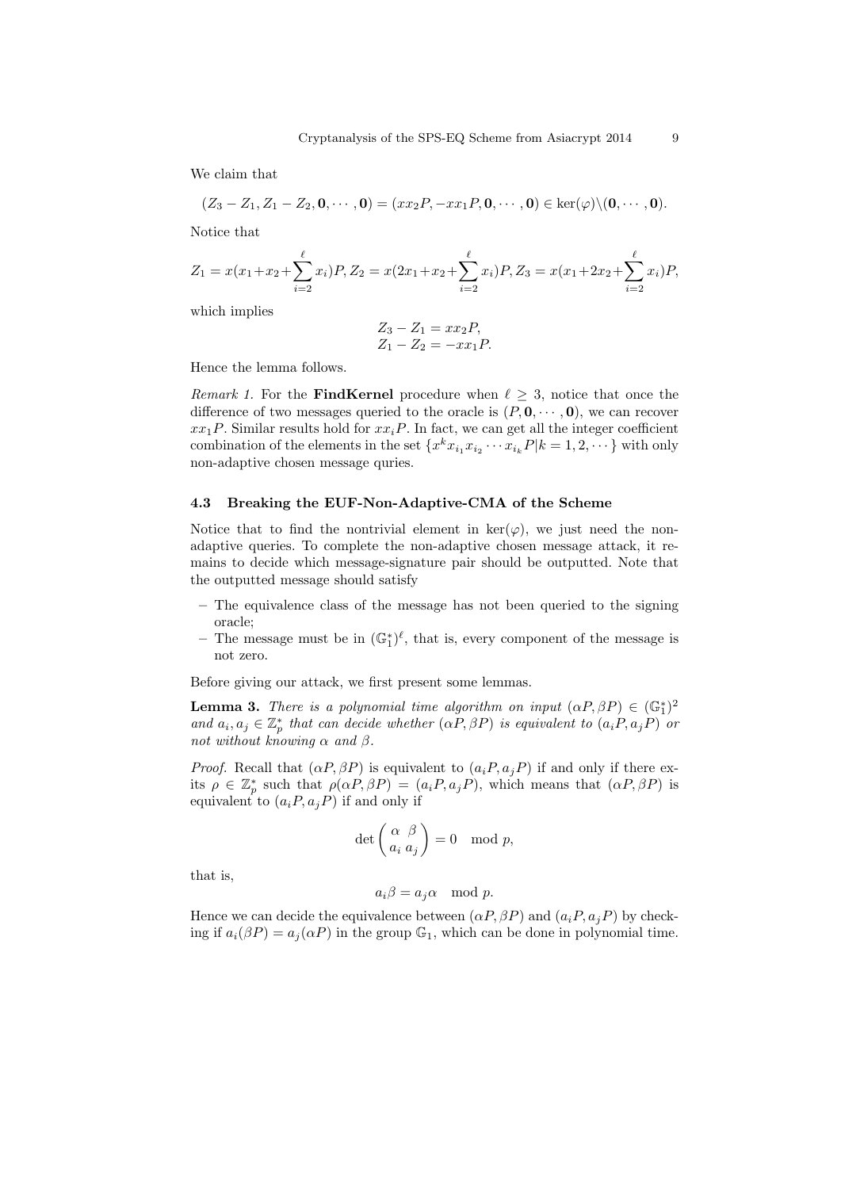We claim that

$$(Z_3 - Z_1, Z_1 - Z_2, \mathbf{0}, \cdots, \mathbf{0}) = (xx_2 P, -xx_1 P, \mathbf{0}, \cdots, \mathbf{0}) \in \ker(\varphi) \backslash (\mathbf{0}, \cdots, \mathbf{0}).$$

Notice that

$$Z_1 = x(x_1 + x_2 + \sum_{i=2}^{\ell} x_i)P, Z_2 = x(2x_1 + x_2 + \sum_{i=2}^{\ell} x_i)P, Z_3 = x(x_1 + 2x_2 + \sum_{i=2}^{\ell} x_i)P,$$

which implies

$$\begin{aligned} Z_3 - Z_1 &= xx_2 P, \\ Z_1 - Z_2 &= -xx_1 P. \end{aligned}$$

Hence the lemma follows.

*Remark 1.* For the **FindKernel** procedure when $\ell \geq 3$, notice that once the difference of two messages queried to the oracle is $(P, \mathbf{0}, \cdots, \mathbf{0})$, we can recover $xx_1P$. Similar results hold for $xx_iP$. In fact, we can get all the integer coefficient combination of the elements in the set $\{x^k x_{i_1} x_{i_2} \cdots x_{i_k} P | k = 1, 2, \cdots\}$ with only non-adaptive chosen message quries.

### 4.3 Breaking the EUF-Non-Adaptive-CMA of the Scheme

Notice that to find the nontrivial element in $\ker(\varphi)$, we just need the non-adaptive queries. To complete the non-adaptive chosen message attack, it remains to decide which message-signature pair should be outputted. Note that the outputted message should satisfy

- The equivalence class of the message has not been queried to the signing oracle;
- The message must be in $(\mathbb{G}_1^*)^\ell$, that is, every component of the message is not zero.

Before giving our attack, we first present some lemmas.

**Lemma 3.** *There is a polynomial time algorithm on input $(\alpha P, \beta P) \in (\mathbb{G}_1^*)^2$ and $a_i, a_j \in \mathbb{Z}_p^*$ that can decide whether $(\alpha P, \beta P)$ is equivalent to $(a_i P, a_j P)$ or not without knowing $\alpha$ and $\beta$.*

*Proof.* Recall that $(\alpha P, \beta P)$ is equivalent to $(a_i P, a_j P)$ if and only if there exits $\rho \in \mathbb{Z}_p^*$ such that $\rho(\alpha P, \beta P) = (a_i P, a_j P)$, which means that $(\alpha P, \beta P)$ is equivalent to $(a_i P, a_j P)$ if and only if

$$\det \begin{pmatrix} \alpha & \beta \\ a_i & a_j \end{pmatrix} = 0 \mod p,$$

that is,

$$a_i \beta = a_j \alpha \mod p.$$

Hence we can decide the equivalence between $(\alpha P, \beta P)$ and $(a_i P, a_j P)$ by checking if $a_i(\beta P) = a_j(\alpha P)$ in the group $\mathbb{G}_1$, which can be done in polynomial time.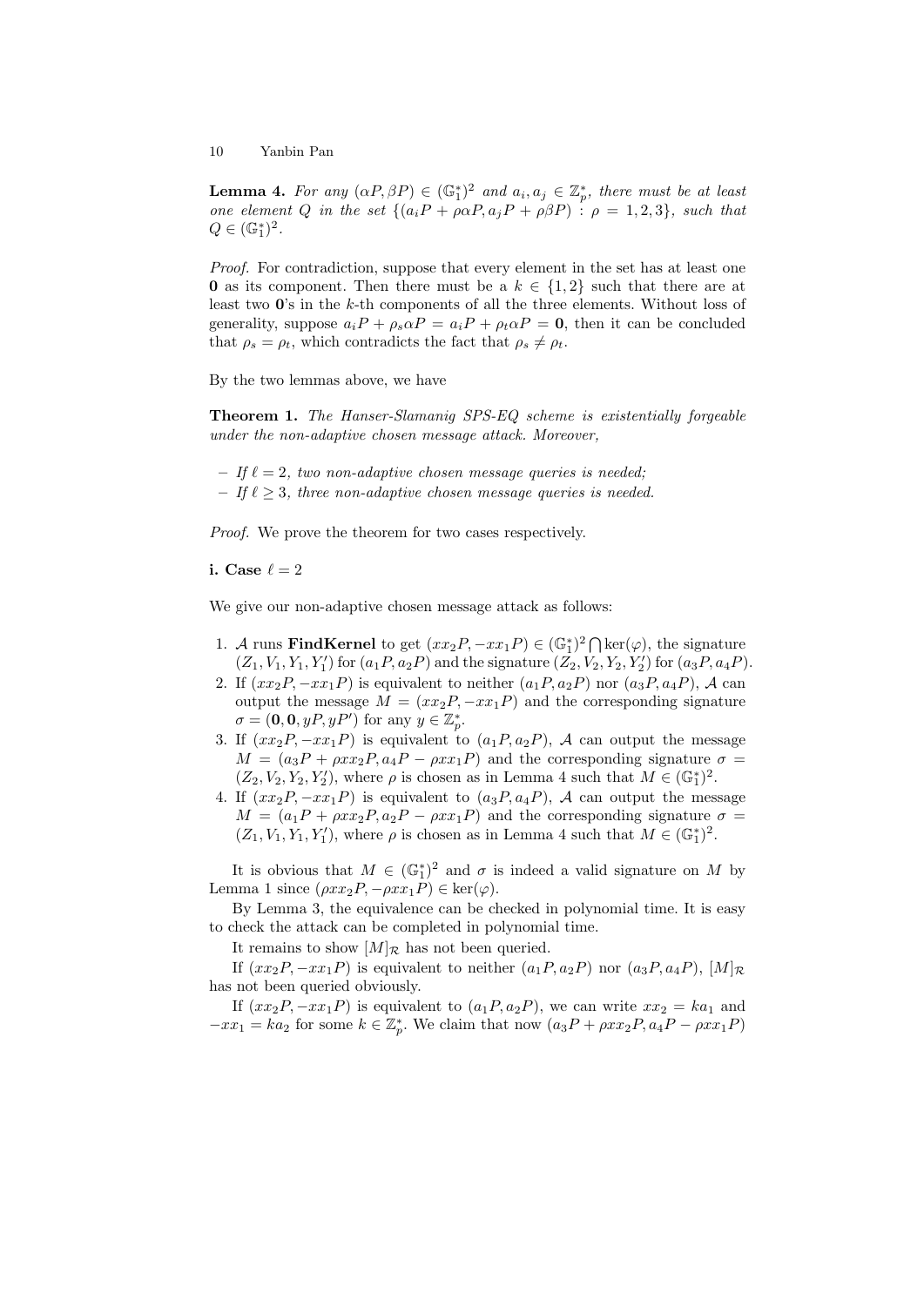**Lemma 4.** *For any $(\alpha P, \beta P) \in (\mathbb{G}_1^*)^2$ and $a_i, a_j \in \mathbb{Z}_p^*$, there must be at least one element $Q$ in the set $\{(a_i P + \rho\alpha P, a_j P + \rho\beta P) : \rho = 1, 2, 3\}$, such that $Q \in (\mathbb{G}_1^*)^2$.*

*Proof.* For contradiction, suppose that every element in the set has at least one $\mathbf{0}$ as its component. Then there must be a $k \in \{1, 2\}$ such that there are at least two $\mathbf{0}$'s in the $k$-th components of all the three elements. Without loss of generality, suppose $a_i P + \rho_s \alpha P = a_i P + \rho_t \alpha P = \mathbf{0}$, then it can be concluded that $\rho_s = \rho_t$, which contradicts the fact that $\rho_s \neq \rho_t$.

By the two lemmas above, we have

**Theorem 1.** *The Hanser-Slamanig SPS-EQ scheme is existentially forgeable under the non-adaptive chosen message attack. Moreover,*

- *If $\ell = 2$, two non-adaptive chosen message queries is needed;*
- *If $\ell \geq 3$, three non-adaptive chosen message queries is needed.*

*Proof.* We prove the theorem for two cases respectively.

**i. Case $\ell = 2$**

We give our non-adaptive chosen message attack as follows:

1. $\mathcal{A}$ runs **FindKernel** to get $(xx_2P, -xx_1P) \in (\mathbb{G}_1^*)^2 \bigcap \ker(\varphi)$, the signature $(Z_1, V_1, Y_1, Y_1')$ for $(a_1P, a_2P)$ and the signature $(Z_2, V_2, Y_2, Y_2')$ for $(a_3P, a_4P)$.
2. If $(xx_2P, -xx_1P)$ is equivalent to neither $(a_1P, a_2P)$ nor $(a_3P, a_4P)$, $\mathcal{A}$ can output the message $M = (xx_2P, -xx_1P)$ and the corresponding signature $\sigma = (\mathbf{0}, \mathbf{0}, yP, yP')$ for any $y \in \mathbb{Z}_p^*$.
3. If $(xx_2P, -xx_1P)$ is equivalent to $(a_1P, a_2P)$, $\mathcal{A}$ can output the message $M = (a_3P + \rho xx_2P, a_4P - \rho xx_1P)$ and the corresponding signature $\sigma = (Z_2, V_2, Y_2, Y_2')$, where $\rho$ is chosen as in Lemma 4 such that $M \in (\mathbb{G}_1^*)^2$.
4. If $(xx_2P, -xx_1P)$ is equivalent to $(a_3P, a_4P)$, $\mathcal{A}$ can output the message $M = (a_1P + \rho xx_2P, a_2P - \rho xx_1P)$ and the corresponding signature $\sigma = (Z_1, V_1, Y_1, Y_1')$, where $\rho$ is chosen as in Lemma 4 such that $M \in (\mathbb{G}_1^*)^2$.

It is obvious that $M \in (\mathbb{G}_1^*)^2$ and $\sigma$ is indeed a valid signature on $M$ by Lemma 1 since $(\rho xx_2P, -\rho xx_1P) \in \ker(\varphi)$.

By Lemma 3, the equivalence can be checked in polynomial time. It is easy to check the attack can be completed in polynomial time.

It remains to show $[M]_\mathcal{R}$ has not been queried.

If $(xx_2P, -xx_1P)$ is equivalent to neither $(a_1P, a_2P)$ nor $(a_3P, a_4P)$, $[M]_\mathcal{R}$ has not been queried obviously.

If $(xx_2P, -xx_1P)$ is equivalent to $(a_1P, a_2P)$, we can write $xx_2 = ka_1$ and $-xx_1 = ka_2$ for some $k \in \mathbb{Z}_p^*$. We claim that now $(a_3P + \rho xx_2P, a_4P - \rho xx_1P)$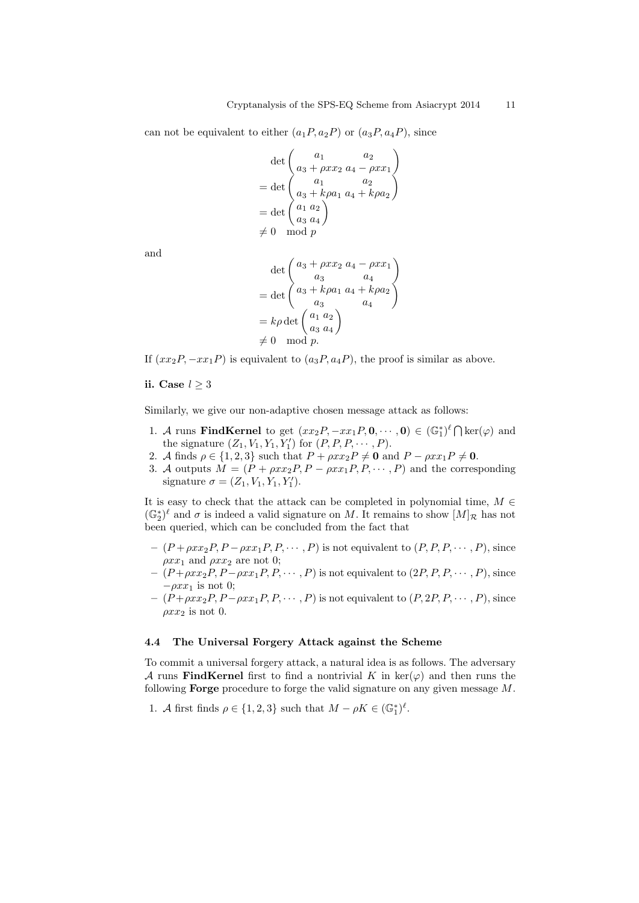can not be equivalent to either $(a_1P, a_2P)$ or $(a_3P, a_4P)$, since

$$
\begin{aligned}
&\det\begin{pmatrix} a_1 & a_2 \\ a_3 + \rho x x_2 & a_4 - \rho x x_1 \end{pmatrix} \\
&= \det\begin{pmatrix} a_1 & a_2 \\ a_3 + k\rho a_1 & a_4 + k\rho a_2 \end{pmatrix} \\
&= \det\begin{pmatrix} a_1 & a_2 \\ a_3 & a_4 \end{pmatrix} \\
&\neq 0 \mod p
\end{aligned}
$$

and

$$
\begin{aligned}
&\det\begin{pmatrix} a_3 + \rho x x_2 & a_4 - \rho x x_1 \\ a_3 & a_4 \end{pmatrix} \\
&= \det\begin{pmatrix} a_3 + k\rho a_1 & a_4 + k\rho a_2 \\ a_3 & a_4 \end{pmatrix} \\
&= k\rho \det\begin{pmatrix} a_1 & a_2 \\ a_3 & a_4 \end{pmatrix} \\
&\neq 0 \mod p.
\end{aligned}
$$

If $(xx_2P, -xx_1P)$ is equivalent to $(a_3P, a_4P)$, the proof is similar as above.

**ii. Case $l \geq 3$**

Similarly, we give our non-adaptive chosen message attack as follows:

1. $\mathcal{A}$ runs **FindKernel** to get $(xx_2P, -xx_1P, \mathbf{0}, \cdots, \mathbf{0}) \in (\mathbb{G}_1^*)^\ell \bigcap \ker(\varphi)$ and the signature $(Z_1, V_1, Y_1, Y_1')$ for $(P, P, P, \cdots, P)$.
2. $\mathcal{A}$ finds $\rho \in \{1, 2, 3\}$ such that $P + \rho x x_2 P \neq \mathbf{0}$ and $P - \rho x x_1 P \neq \mathbf{0}$.
3. $\mathcal{A}$ outputs $M = (P + \rho x x_2 P, P - \rho x x_1 P, P, \cdots, P)$ and the corresponding signature $\sigma = (Z_1, V_1, Y_1, Y_1')$.

It is easy to check that the attack can be completed in polynomial time, $M \in (\mathbb{G}_2^*)^\ell$ and $\sigma$ is indeed a valid signature on $M$. It remains to show $[M]_\mathcal{R}$ has not been queried, which can be concluded from the fact that

- $(P + \rho x x_2 P, P - \rho x x_1 P, P, \cdots, P)$ is not equivalent to $(P, P, P, \cdots, P)$, since $\rho x x_1$ and $\rho x x_2$ are not 0;
- $(P + \rho x x_2 P, P - \rho x x_1 P, P, \cdots, P)$ is not equivalent to $(2P, P, P, \cdots, P)$, since $-\rho x x_1$ is not 0;
- $(P + \rho x x_2 P, P - \rho x x_1 P, P, \cdots, P)$ is not equivalent to $(P, 2P, P, \cdots, P)$, since $\rho x x_2$ is not 0.

### 4.4 The Universal Forgery Attack against the Scheme

To commit a universal forgery attack, a natural idea is as follows. The adversary $\mathcal{A}$ runs **FindKernel** first to find a nontrivial $K$ in $\ker(\varphi)$ and then runs the following **Forge** procedure to forge the valid signature on any given message $M$.

1. $\mathcal{A}$ first finds $\rho \in \{1, 2, 3\}$ such that $M - \rho K \in (\mathbb{G}_1^*)^\ell$.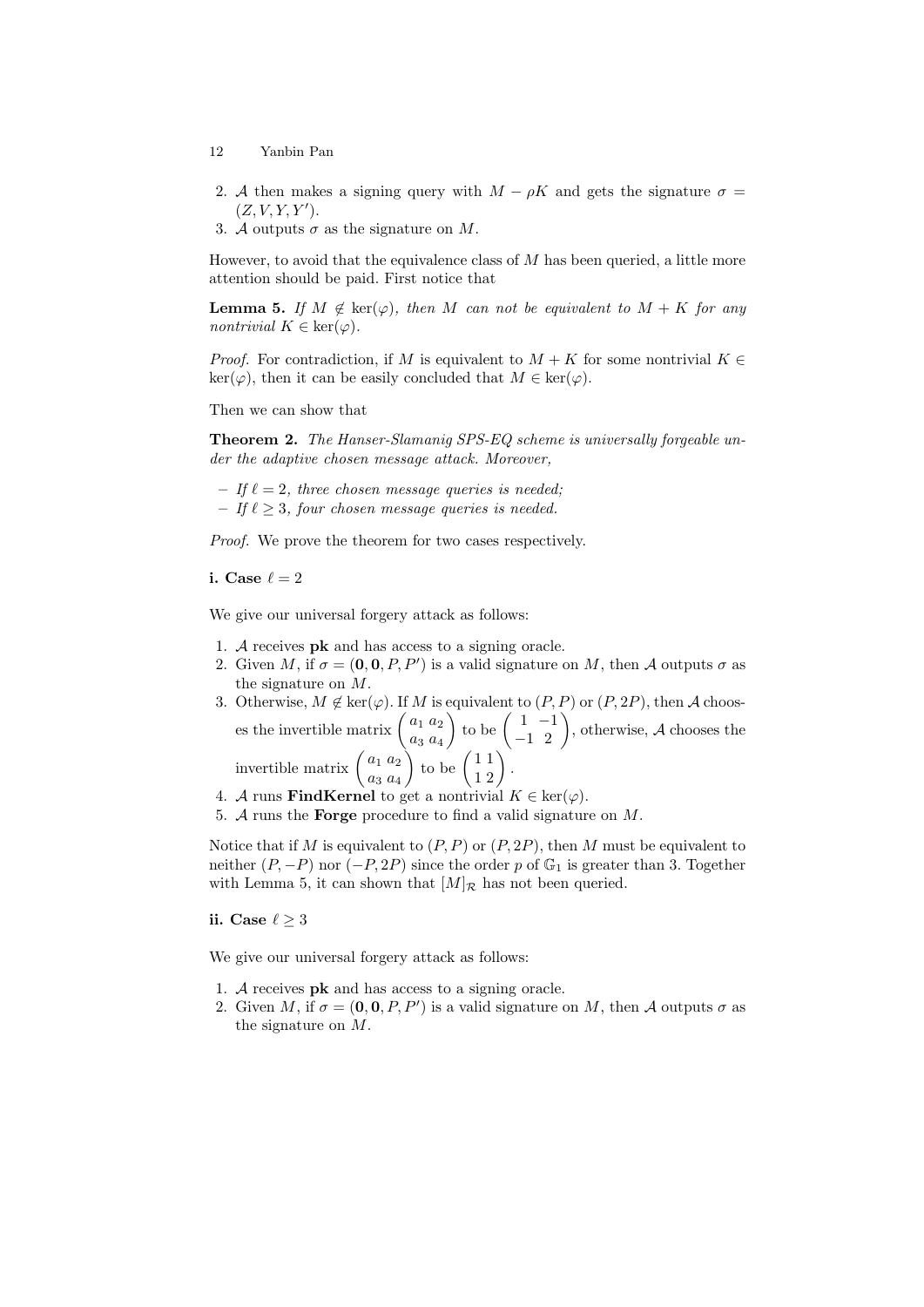2. $\mathcal{A}$ then makes a signing query with $M - \rho K$ and gets the signature $\sigma = (Z, V, Y, Y')$.
3. $\mathcal{A}$ outputs $\sigma$ as the signature on $M$.

However, to avoid that the equivalence class of $M$ has been queried, a little more attention should be paid. First notice that

**Lemma 5.** *If $M \notin \ker(\varphi)$, then $M$ can not be equivalent to $M + K$ for any nontrivial $K \in \ker(\varphi)$.*

*Proof.* For contradiction, if $M$ is equivalent to $M + K$ for some nontrivial $K \in \ker(\varphi)$, then it can be easily concluded that $M \in \ker(\varphi)$.

Then we can show that

**Theorem 2.** *The Hanser-Slamanig SPS-EQ scheme is universally forgeable under the adaptive chosen message attack. Moreover,*

- *If $\ell = 2$, three chosen message queries is needed;*
- *If $\ell \geq 3$, four chosen message queries is needed.*

*Proof.* We prove the theorem for two cases respectively.

**i. Case $\ell = 2$**

We give our universal forgery attack as follows:

1. $\mathcal{A}$ receives $\mathbf{pk}$ and has access to a signing oracle.
2. Given $M$, if $\sigma = (\mathbf{0}, \mathbf{0}, P, P')$ is a valid signature on $M$, then $\mathcal{A}$ outputs $\sigma$ as the signature on $M$.
3. Otherwise, $M \notin \ker(\varphi)$. If $M$ is equivalent to $(P, P)$ or $(P, 2P)$, then $\mathcal{A}$ chooses the invertible matrix $\begin{pmatrix} a_1 & a_2 \\ a_3 & a_4 \end{pmatrix}$ to be $\begin{pmatrix} 1 & -1 \\ -1 & 2 \end{pmatrix}$, otherwise, $\mathcal{A}$ chooses the invertible matrix $\begin{pmatrix} a_1 & a_2 \\ a_3 & a_4 \end{pmatrix}$ to be $\begin{pmatrix} 1 & 1 \\ 1 & 2 \end{pmatrix}$.
4. $\mathcal{A}$ runs **FindKernel** to get a nontrivial $K \in \ker(\varphi)$.
5. $\mathcal{A}$ runs the **Forge** procedure to find a valid signature on $M$.

Notice that if $M$ is equivalent to $(P, P)$ or $(P, 2P)$, then $M$ must be equivalent to neither $(P, -P)$ nor $(-P, 2P)$ since the order $p$ of $\mathbb{G}_1$ is greater than 3. Together with Lemma 5, it can shown that $[M]_{\mathcal{R}}$ has not been queried.

**ii. Case $\ell \geq 3$**

We give our universal forgery attack as follows:

1. $\mathcal{A}$ receives $\mathbf{pk}$ and has access to a signing oracle.
2. Given $M$, if $\sigma = (\mathbf{0}, \mathbf{0}, P, P')$ is a valid signature on $M$, then $\mathcal{A}$ outputs $\sigma$ as the signature on $M$.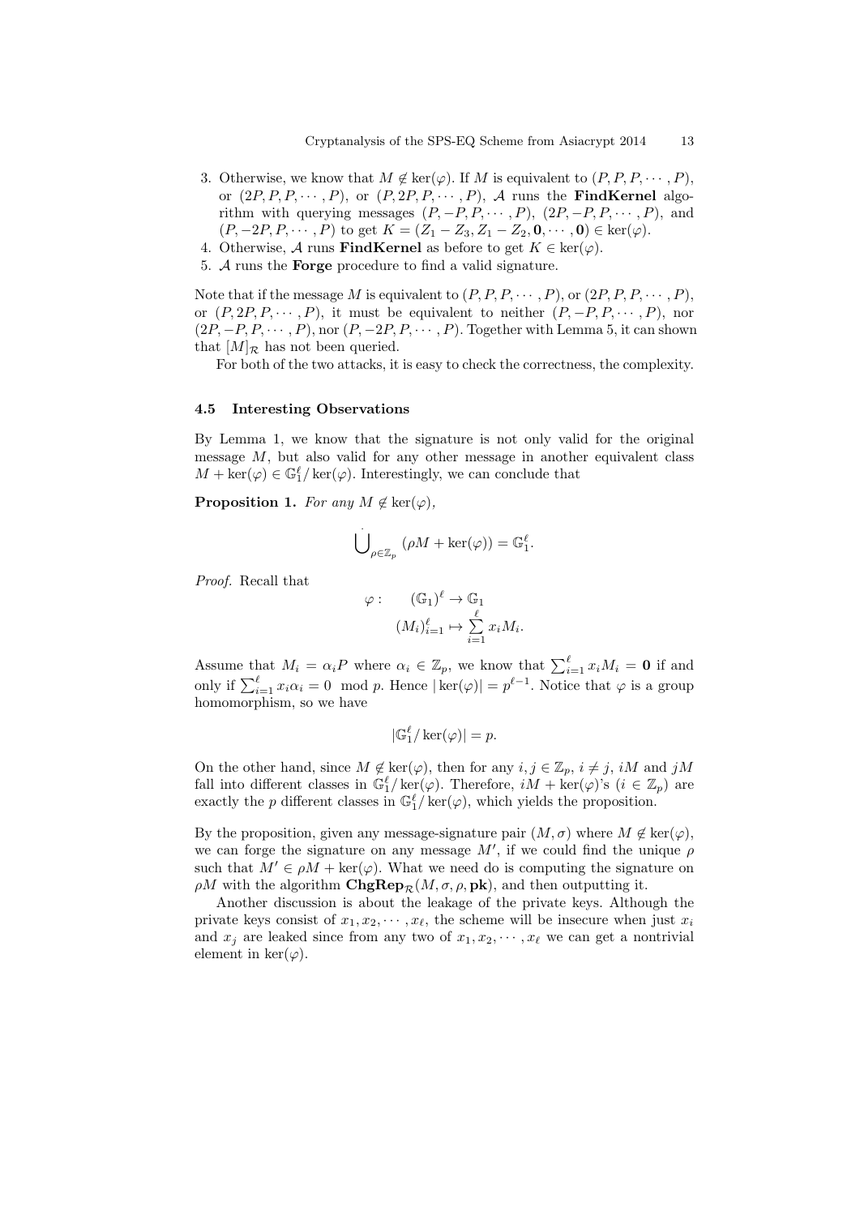3. Otherwise, we know that $M \notin \ker(\varphi)$. If $M$ is equivalent to $(P, P, P, \cdots, P)$, or $(2P, P, P, \cdots, P)$, or $(P, 2P, P, \cdots, P)$, $\mathcal{A}$ runs the **FindKernel** algorithm with querying messages $(P, -P, P, \cdots, P)$, $(2P, -P, P, \cdots, P)$, and $(P, -2P, P, \cdots, P)$ to get $K = (Z_1 - Z_3, Z_1 - Z_2, \mathbf{0}, \cdots, \mathbf{0}) \in \ker(\varphi)$.
4. Otherwise, $\mathcal{A}$ runs **FindKernel** as before to get $K \in \ker(\varphi)$.
5. $\mathcal{A}$ runs the **Forge** procedure to find a valid signature.

Note that if the message $M$ is equivalent to $(P, P, P, \cdots, P)$, or $(2P, P, P, \cdots, P)$, or $(P, 2P, P, \cdots, P)$, it must be equivalent to neither $(P, -P, P, \cdots, P)$, nor $(2P, -P, P, \cdots, P)$, nor $(P, -2P, P, \cdots, P)$. Together with Lemma 5, it can shown that $[M]_{\mathcal{R}}$ has not been queried.

For both of the two attacks, it is easy to check the correctness, the complexity.

### 4.5 Interesting Observations

By Lemma 1, we know that the signature is not only valid for the original message $M$, but also valid for any other message in another equivalent class $M + \ker(\varphi) \in \mathbb{G}_1^\ell / \ker(\varphi)$. Interestingly, we can conclude that

**Proposition 1.** *For any $M \notin \ker(\varphi)$,*

$$\dot{\bigcup}_{\rho \in \mathbb{Z}_p} (\rho M + \ker(\varphi)) = \mathbb{G}_1^\ell.$$

*Proof.* Recall that

$$\begin{aligned} \varphi : \quad & (\mathbb{G}_1)^\ell \to \mathbb{G}_1 \\ & (M_i)_{i=1}^\ell \mapsto \sum_{i=1}^{\ell} x_i M_i. \end{aligned}$$

Assume that $M_i = \alpha_i P$ where $\alpha_i \in \mathbb{Z}_p$, we know that $\sum_{i=1}^{\ell} x_i M_i = \mathbf{0}$ if and only if $\sum_{i=1}^{\ell} x_i \alpha_i = 0 \mod p$. Hence $|\ker(\varphi)| = p^{\ell-1}$. Notice that $\varphi$ is a group homomorphism, so we have

$$|\mathbb{G}_1^\ell / \ker(\varphi)| = p.$$

On the other hand, since $M \notin \ker(\varphi)$, then for any $i, j \in \mathbb{Z}_p$, $i \neq j$, $iM$ and $jM$ fall into different classes in $\mathbb{G}_1^\ell / \ker(\varphi)$. Therefore, $iM + \ker(\varphi)$'s ($i \in \mathbb{Z}_p$) are exactly the $p$ different classes in $\mathbb{G}_1^\ell / \ker(\varphi)$, which yields the proposition.

By the proposition, given any message-signature pair $(M, \sigma)$ where $M \notin \ker(\varphi)$, we can forge the signature on any message $M'$, if we could find the unique $\rho$ such that $M' \in \rho M + \ker(\varphi)$. What we need do is computing the signature on $\rho M$ with the algorithm $\mathbf{ChgRep}_{\mathcal{R}}(M, \sigma, \rho, \mathbf{pk})$, and then outputting it.

Another discussion is about the leakage of the private keys. Although the private keys consist of $x_1, x_2, \cdots, x_\ell$, the scheme will be insecure when just $x_i$ and $x_j$ are leaked since from any two of $x_1, x_2, \cdots, x_\ell$ we can get a nontrivial element in $\ker(\varphi)$.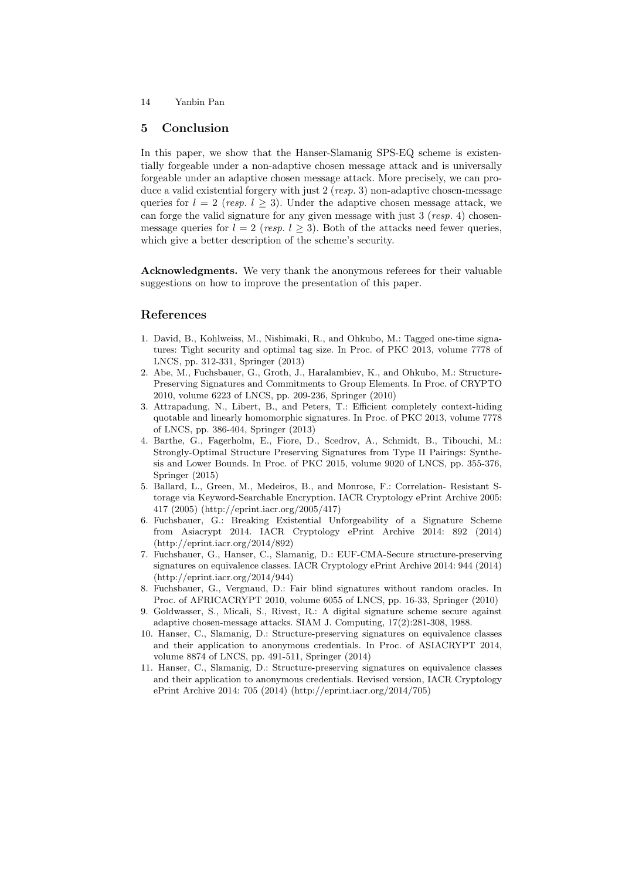## 5 Conclusion

In this paper, we show that the Hanser-Slamanig SPS-EQ scheme is existentially forgeable under a non-adaptive chosen message attack and is universally forgeable under an adaptive chosen message attack. More precisely, we can produce a valid existential forgery with just 2 (*resp.* 3) non-adaptive chosen-message queries for $l = 2$ (*resp.* $l \geq 3$). Under the adaptive chosen message attack, we can forge the valid signature for any given message with just 3 (*resp.* 4) chosen-message queries for $l = 2$ (*resp.* $l \geq 3$). Both of the attacks need fewer queries, which give a better description of the scheme's security.

**Acknowledgments.** We very thank the anonymous referees for their valuable suggestions on how to improve the presentation of this paper.

## References

1. David, B., Kohlweiss, M., Nishimaki, R., and Ohkubo, M.: Tagged one-time signatures: Tight security and optimal tag size. In Proc. of PKC 2013, volume 7778 of LNCS, pp. 312-331, Springer (2013)
2. Abe, M., Fuchsbauer, G., Groth, J., Haralambiev, K., and Ohkubo, M.: Structure-Preserving Signatures and Commitments to Group Elements. In Proc. of CRYPTO 2010, volume 6223 of LNCS, pp. 209-236, Springer (2010)
3. Attrapadung, N., Libert, B., and Peters, T.: Efficient completely context-hiding quotable and linearly homomorphic signatures. In Proc. of PKC 2013, volume 7778 of LNCS, pp. 386-404, Springer (2013)
4. Barthe, G., Fagerholm, E., Fiore, D., Scedrov, A., Schmidt, B., Tibouchi, M.: Strongly-Optimal Structure Preserving Signatures from Type II Pairings: Synthesis and Lower Bounds. In Proc. of PKC 2015, volume 9020 of LNCS, pp. 355-376, Springer (2015)
5. Ballard, L., Green, M., Medeiros, B., and Monrose, F.: Correlation- Resistant Storage via Keyword-Searchable Encryption. IACR Cryptology ePrint Archive 2005: 417 (2005) (http://eprint.iacr.org/2005/417)
6. Fuchsbauer, G.: Breaking Existential Unforgeability of a Signature Scheme from Asiacrypt 2014. IACR Cryptology ePrint Archive 2014: 892 (2014) (http://eprint.iacr.org/2014/892)
7. Fuchsbauer, G., Hanser, C., Slamanig, D.: EUF-CMA-Secure structure-preserving signatures on equivalence classes. IACR Cryptology ePrint Archive 2014: 944 (2014) (http://eprint.iacr.org/2014/944)
8. Fuchsbauer, G., Vergnaud, D.: Fair blind signatures without random oracles. In Proc. of AFRICACRYPT 2010, volume 6055 of LNCS, pp. 16-33, Springer (2010)
9. Goldwasser, S., Micali, S., Rivest, R.: A digital signature scheme secure against adaptive chosen-message attacks. SIAM J. Computing, 17(2):281-308, 1988.
10. Hanser, C., Slamanig, D.: Structure-preserving signatures on equivalence classes and their application to anonymous credentials. In Proc. of ASIACRYPT 2014, volume 8874 of LNCS, pp. 491-511, Springer (2014)
11. Hanser, C., Slamanig, D.: Structure-preserving signatures on equivalence classes and their application to anonymous credentials. Revised version, IACR Cryptology ePrint Archive 2014: 705 (2014) (http://eprint.iacr.org/2014/705)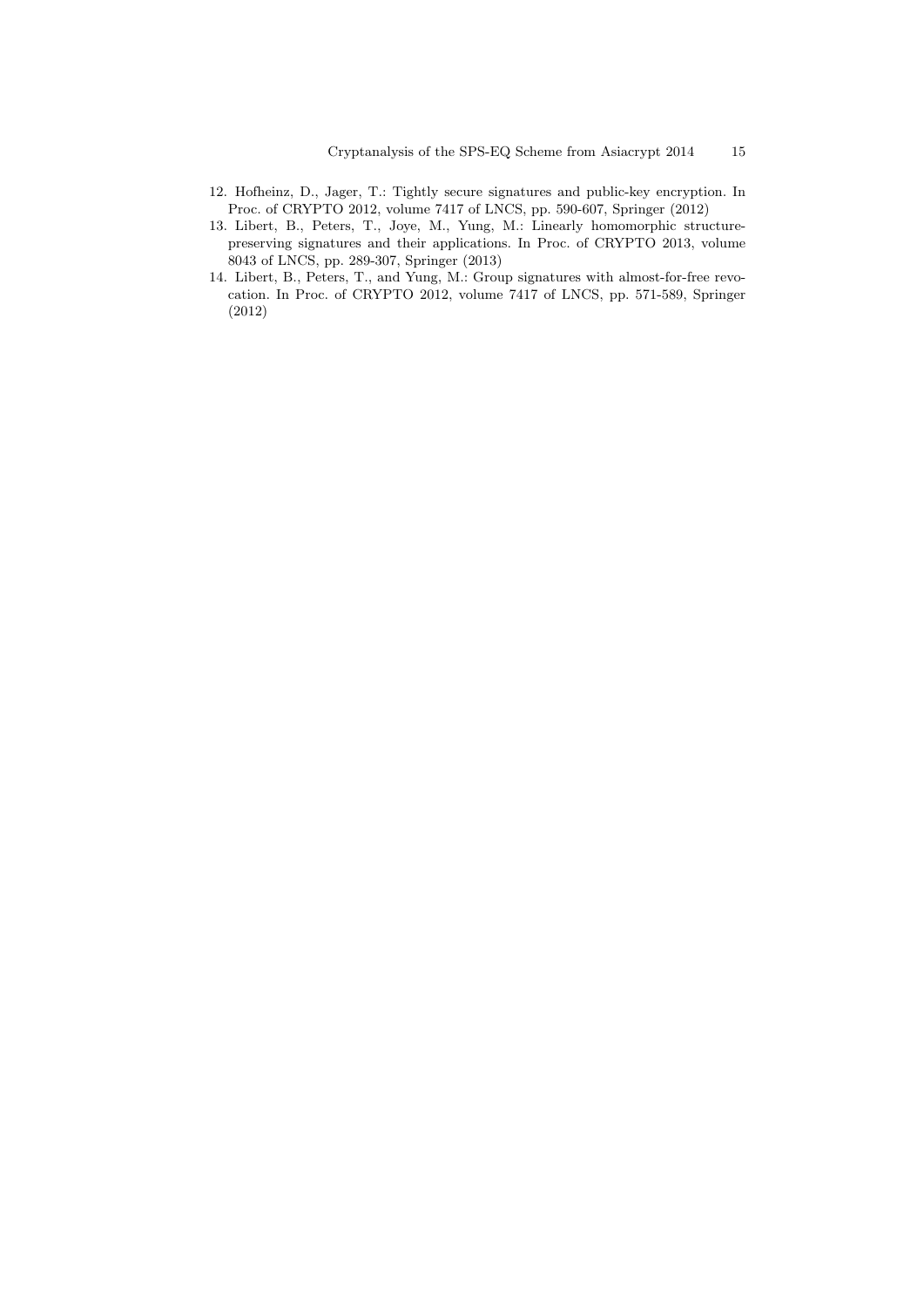12. Hofheinz, D., Jager, T.: Tightly secure signatures and public-key encryption. In Proc. of CRYPTO 2012, volume 7417 of LNCS, pp. 590-607, Springer (2012)
13. Libert, B., Peters, T., Joye, M., Yung, M.: Linearly homomorphic structure-preserving signatures and their applications. In Proc. of CRYPTO 2013, volume 8043 of LNCS, pp. 289-307, Springer (2013)
14. Libert, B., Peters, T., and Yung, M.: Group signatures with almost-for-free revocation. In Proc. of CRYPTO 2012, volume 7417 of LNCS, pp. 571-589, Springer (2012)